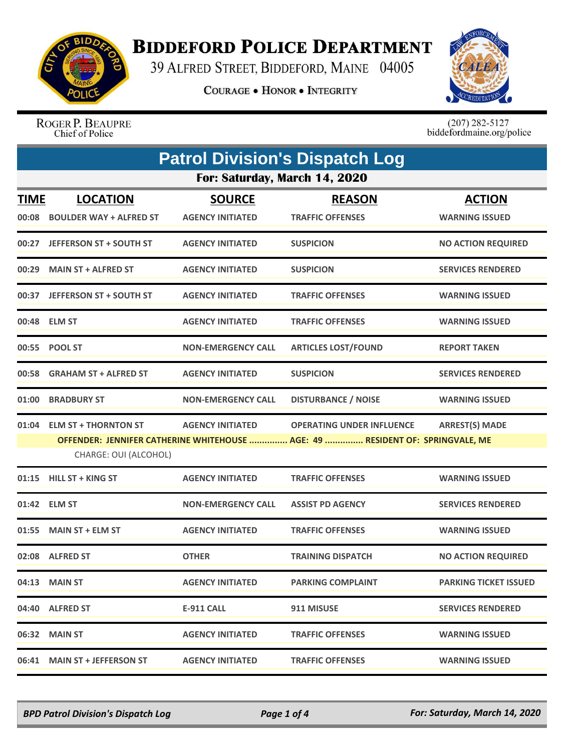# BIDDEFORD POLICE DEPARTMENT

39 ALFRED STREET, BIDDEFORD, MAINE 04005

COURAGE • HONOR • INTEGRITY

ROGER P. BEAUPRE
Chief of Police

(207) 282-5127
biddefordmaine.org/police

## Patrol Division's Dispatch Log

### For: Saturday, March 14, 2020

| TIME | LOCATION | SOURCE | REASON | ACTION |
|---|---|---|---|---|
| 00:08 | BOULDER WAY + ALFRED ST | AGENCY INITIATED | TRAFFIC OFFENSES | WARNING ISSUED |
| 00:27 | JEFFERSON ST + SOUTH ST | AGENCY INITIATED | SUSPICION | NO ACTION REQUIRED |
| 00:29 | MAIN ST + ALFRED ST | AGENCY INITIATED | SUSPICION | SERVICES RENDERED |
| 00:37 | JEFFERSON ST + SOUTH ST | AGENCY INITIATED | TRAFFIC OFFENSES | WARNING ISSUED |
| 00:48 | ELM ST | AGENCY INITIATED | TRAFFIC OFFENSES | WARNING ISSUED |
| 00:55 | POOL ST | NON-EMERGENCY CALL | ARTICLES LOST/FOUND | REPORT TAKEN |
| 00:58 | GRAHAM ST + ALFRED ST | AGENCY INITIATED | SUSPICION | SERVICES RENDERED |
| 01:00 | BRADBURY ST | NON-EMERGENCY CALL | DISTURBANCE / NOISE | WARNING ISSUED |
| 01:04 | ELM ST + THORNTON ST | AGENCY INITIATED | OPERATING UNDER INFLUENCE | ARREST(S) MADE |
| | OFFENDER: JENNIFER CATHERINE WHITEHOUSE ............... AGE: 49 ............... RESIDENT OF: SPRINGVALE, ME<br>CHARGE: OUI (ALCOHOL) | | | |
| 01:15 | HILL ST + KING ST | AGENCY INITIATED | TRAFFIC OFFENSES | WARNING ISSUED |
| 01:42 | ELM ST | NON-EMERGENCY CALL | ASSIST PD AGENCY | SERVICES RENDERED |
| 01:55 | MAIN ST + ELM ST | AGENCY INITIATED | TRAFFIC OFFENSES | WARNING ISSUED |
| 02:08 | ALFRED ST | OTHER | TRAINING DISPATCH | NO ACTION REQUIRED |
| 04:13 | MAIN ST | AGENCY INITIATED | PARKING COMPLAINT | PARKING TICKET ISSUED |
| 04:40 | ALFRED ST | E-911 CALL | 911 MISUSE | SERVICES RENDERED |
| 06:32 | MAIN ST | AGENCY INITIATED | TRAFFIC OFFENSES | WARNING ISSUED |
| 06:41 | MAIN ST + JEFFERSON ST | AGENCY INITIATED | TRAFFIC OFFENSES | WARNING ISSUED |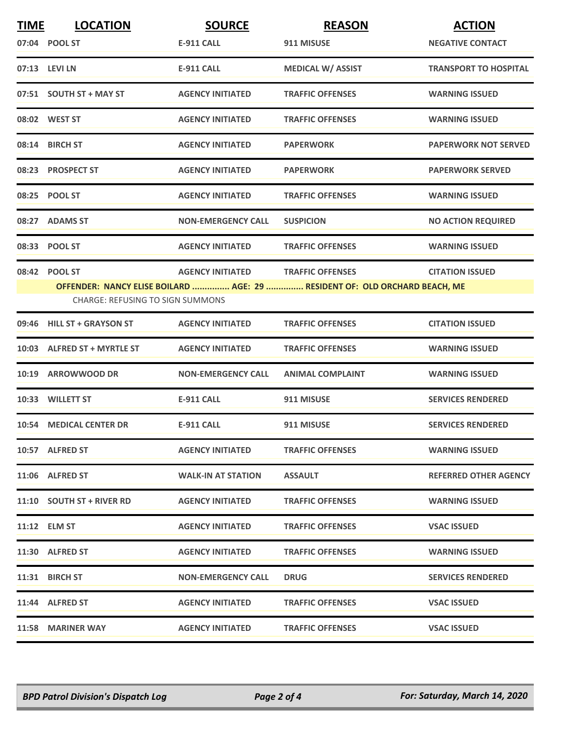| TIME | LOCATION | SOURCE | REASON | ACTION |
|---|---|---|---|---|
| 07:04 | POOL ST | E-911 CALL | 911 MISUSE | NEGATIVE CONTACT |
| 07:13 | LEVI LN | E-911 CALL | MEDICAL W/ ASSIST | TRANSPORT TO HOSPITAL |
| 07:51 | SOUTH ST + MAY ST | AGENCY INITIATED | TRAFFIC OFFENSES | WARNING ISSUED |
| 08:02 | WEST ST | AGENCY INITIATED | TRAFFIC OFFENSES | WARNING ISSUED |
| 08:14 | BIRCH ST | AGENCY INITIATED | PAPERWORK | PAPERWORK NOT SERVED |
| 08:23 | PROSPECT ST | AGENCY INITIATED | PAPERWORK | PAPERWORK SERVED |
| 08:25 | POOL ST | AGENCY INITIATED | TRAFFIC OFFENSES | WARNING ISSUED |
| 08:27 | ADAMS ST | NON-EMERGENCY CALL | SUSPICION | NO ACTION REQUIRED |
| 08:33 | POOL ST | AGENCY INITIATED | TRAFFIC OFFENSES | WARNING ISSUED |
| 08:42 | POOL ST | AGENCY INITIATED | TRAFFIC OFFENSES | CITATION ISSUED |
| | OFFENDER: NANCY ELISE BOILARD ............... AGE: 29 ............... RESIDENT OF: OLD ORCHARD BEACH, ME<br>CHARGE: REFUSING TO SIGN SUMMONS | | | |
| 09:46 | HILL ST + GRAYSON ST | AGENCY INITIATED | TRAFFIC OFFENSES | CITATION ISSUED |
| 10:03 | ALFRED ST + MYRTLE ST | AGENCY INITIATED | TRAFFIC OFFENSES | WARNING ISSUED |
| 10:19 | ARROWWOOD DR | NON-EMERGENCY CALL | ANIMAL COMPLAINT | WARNING ISSUED |
| 10:33 | WILLETT ST | E-911 CALL | 911 MISUSE | SERVICES RENDERED |
| 10:54 | MEDICAL CENTER DR | E-911 CALL | 911 MISUSE | SERVICES RENDERED |
| 10:57 | ALFRED ST | AGENCY INITIATED | TRAFFIC OFFENSES | WARNING ISSUED |
| 11:06 | ALFRED ST | WALK-IN AT STATION | ASSAULT | REFERRED OTHER AGENCY |
| 11:10 | SOUTH ST + RIVER RD | AGENCY INITIATED | TRAFFIC OFFENSES | WARNING ISSUED |
| 11:12 | ELM ST | AGENCY INITIATED | TRAFFIC OFFENSES | VSAC ISSUED |
| 11:30 | ALFRED ST | AGENCY INITIATED | TRAFFIC OFFENSES | WARNING ISSUED |
| 11:31 | BIRCH ST | NON-EMERGENCY CALL | DRUG | SERVICES RENDERED |
| 11:44 | ALFRED ST | AGENCY INITIATED | TRAFFIC OFFENSES | VSAC ISSUED |
| 11:58 | MARINER WAY | AGENCY INITIATED | TRAFFIC OFFENSES | VSAC ISSUED |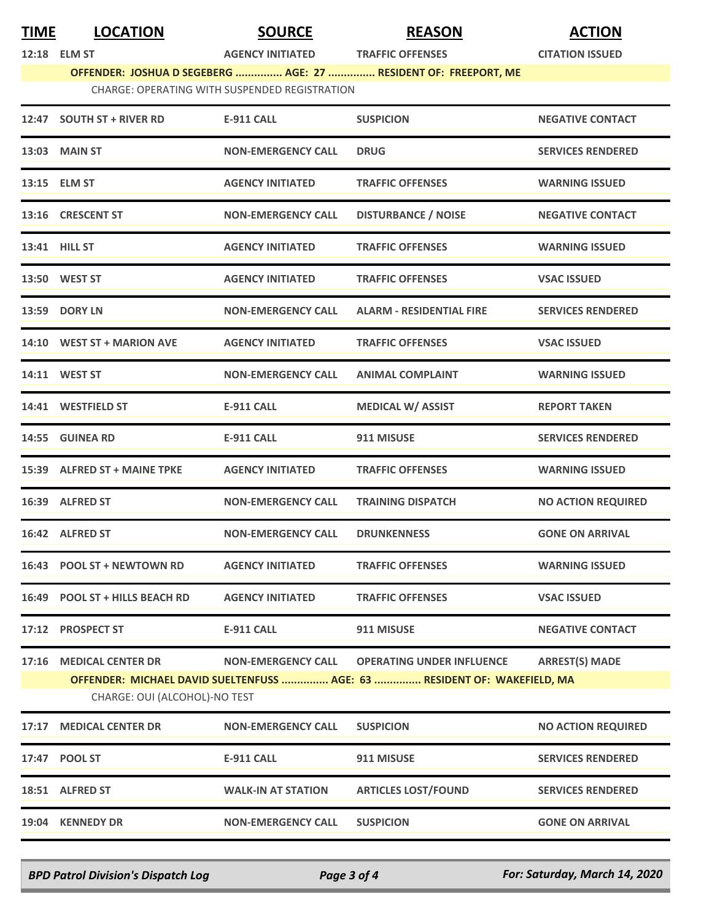| TIME | LOCATION | SOURCE | REASON | ACTION |
|---|---|---|---|---|
| 12:18 | ELM ST | AGENCY INITIATED | TRAFFIC OFFENSES | CITATION ISSUED |
| | **OFFENDER: JOSHUA D SEGEBERG ............... AGE: 27 ............... RESIDENT OF: FREEPORT, ME** | | | |
| | CHARGE: OPERATING WITH SUSPENDED REGISTRATION | | | |
| 12:47 | SOUTH ST + RIVER RD | E-911 CALL | SUSPICION | NEGATIVE CONTACT |
| 13:03 | MAIN ST | NON-EMERGENCY CALL | DRUG | SERVICES RENDERED |
| 13:15 | ELM ST | AGENCY INITIATED | TRAFFIC OFFENSES | WARNING ISSUED |
| 13:16 | CRESCENT ST | NON-EMERGENCY CALL | DISTURBANCE / NOISE | NEGATIVE CONTACT |
| 13:41 | HILL ST | AGENCY INITIATED | TRAFFIC OFFENSES | WARNING ISSUED |
| 13:50 | WEST ST | AGENCY INITIATED | TRAFFIC OFFENSES | VSAC ISSUED |
| 13:59 | DORY LN | NON-EMERGENCY CALL | ALARM - RESIDENTIAL FIRE | SERVICES RENDERED |
| 14:10 | WEST ST + MARION AVE | AGENCY INITIATED | TRAFFIC OFFENSES | VSAC ISSUED |
| 14:11 | WEST ST | NON-EMERGENCY CALL | ANIMAL COMPLAINT | WARNING ISSUED |
| 14:41 | WESTFIELD ST | E-911 CALL | MEDICAL W/ ASSIST | REPORT TAKEN |
| 14:55 | GUINEA RD | E-911 CALL | 911 MISUSE | SERVICES RENDERED |
| 15:39 | ALFRED ST + MAINE TPKE | AGENCY INITIATED | TRAFFIC OFFENSES | WARNING ISSUED |
| 16:39 | ALFRED ST | NON-EMERGENCY CALL | TRAINING DISPATCH | NO ACTION REQUIRED |
| 16:42 | ALFRED ST | NON-EMERGENCY CALL | DRUNKENNESS | GONE ON ARRIVAL |
| 16:43 | POOL ST + NEWTOWN RD | AGENCY INITIATED | TRAFFIC OFFENSES | WARNING ISSUED |
| 16:49 | POOL ST + HILLS BEACH RD | AGENCY INITIATED | TRAFFIC OFFENSES | VSAC ISSUED |
| 17:12 | PROSPECT ST | E-911 CALL | 911 MISUSE | NEGATIVE CONTACT |
| 17:16 | MEDICAL CENTER DR | NON-EMERGENCY CALL | OPERATING UNDER INFLUENCE | ARREST(S) MADE |
| | **OFFENDER: MICHAEL DAVID SUELTENFUSS ............... AGE: 63 ............... RESIDENT OF: WAKEFIELD, MA** | | | |
| | CHARGE: OUI (ALCOHOL)-NO TEST | | | |
| 17:17 | MEDICAL CENTER DR | NON-EMERGENCY CALL | SUSPICION | NO ACTION REQUIRED |
| 17:47 | POOL ST | E-911 CALL | 911 MISUSE | SERVICES RENDERED |
| 18:51 | ALFRED ST | WALK-IN AT STATION | ARTICLES LOST/FOUND | SERVICES RENDERED |
| 19:04 | KENNEDY DR | NON-EMERGENCY CALL | SUSPICION | GONE ON ARRIVAL |

*BPD Patrol Division's Dispatch Log* — *For: Saturday, March 14, 2020*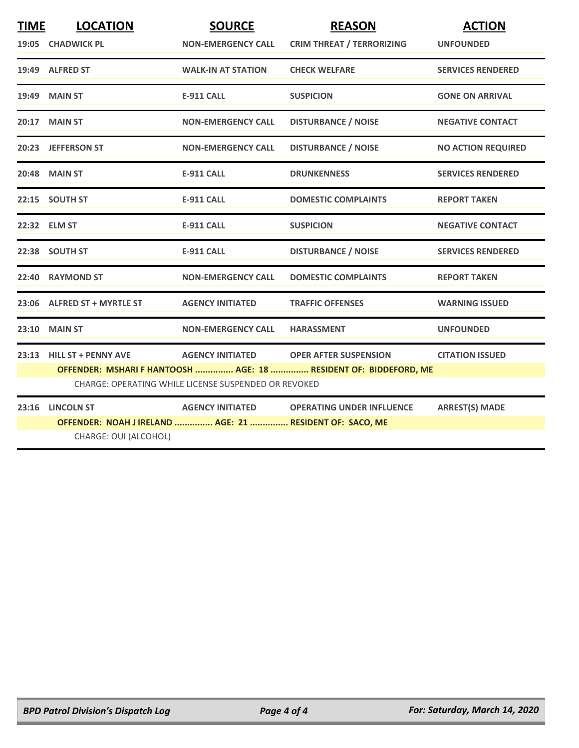| TIME | LOCATION | SOURCE | REASON | ACTION |
|---|---|---|---|---|
| 19:05 | CHADWICK PL | NON-EMERGENCY CALL | CRIM THREAT / TERRORIZING | UNFOUNDED |
| 19:49 | ALFRED ST | WALK-IN AT STATION | CHECK WELFARE | SERVICES RENDERED |
| 19:49 | MAIN ST | E-911 CALL | SUSPICION | GONE ON ARRIVAL |
| 20:17 | MAIN ST | NON-EMERGENCY CALL | DISTURBANCE / NOISE | NEGATIVE CONTACT |
| 20:23 | JEFFERSON ST | NON-EMERGENCY CALL | DISTURBANCE / NOISE | NO ACTION REQUIRED |
| 20:48 | MAIN ST | E-911 CALL | DRUNKENNESS | SERVICES RENDERED |
| 22:15 | SOUTH ST | E-911 CALL | DOMESTIC COMPLAINTS | REPORT TAKEN |
| 22:32 | ELM ST | E-911 CALL | SUSPICION | NEGATIVE CONTACT |
| 22:38 | SOUTH ST | E-911 CALL | DISTURBANCE / NOISE | SERVICES RENDERED |
| 22:40 | RAYMOND ST | NON-EMERGENCY CALL | DOMESTIC COMPLAINTS | REPORT TAKEN |
| 23:06 | ALFRED ST + MYRTLE ST | AGENCY INITIATED | TRAFFIC OFFENSES | WARNING ISSUED |
| 23:10 | MAIN ST | NON-EMERGENCY CALL | HARASSMENT | UNFOUNDED |
| 23:13 | HILL ST + PENNY AVE | AGENCY INITIATED | OPER AFTER SUSPENSION | CITATION ISSUED |
| | **OFFENDER: MSHARI F HANTOOSH ............... AGE: 18 ............... RESIDENT OF: BIDDEFORD, ME** | | | |
| | CHARGE: OPERATING WHILE LICENSE SUSPENDED OR REVOKED | | | |
| 23:16 | LINCOLN ST | AGENCY INITIATED | OPERATING UNDER INFLUENCE | ARREST(S) MADE |
| | **OFFENDER: NOAH J IRELAND ............... AGE: 21 ............... RESIDENT OF: SACO, ME** | | | |
| | CHARGE: OUI (ALCOHOL) | | | |